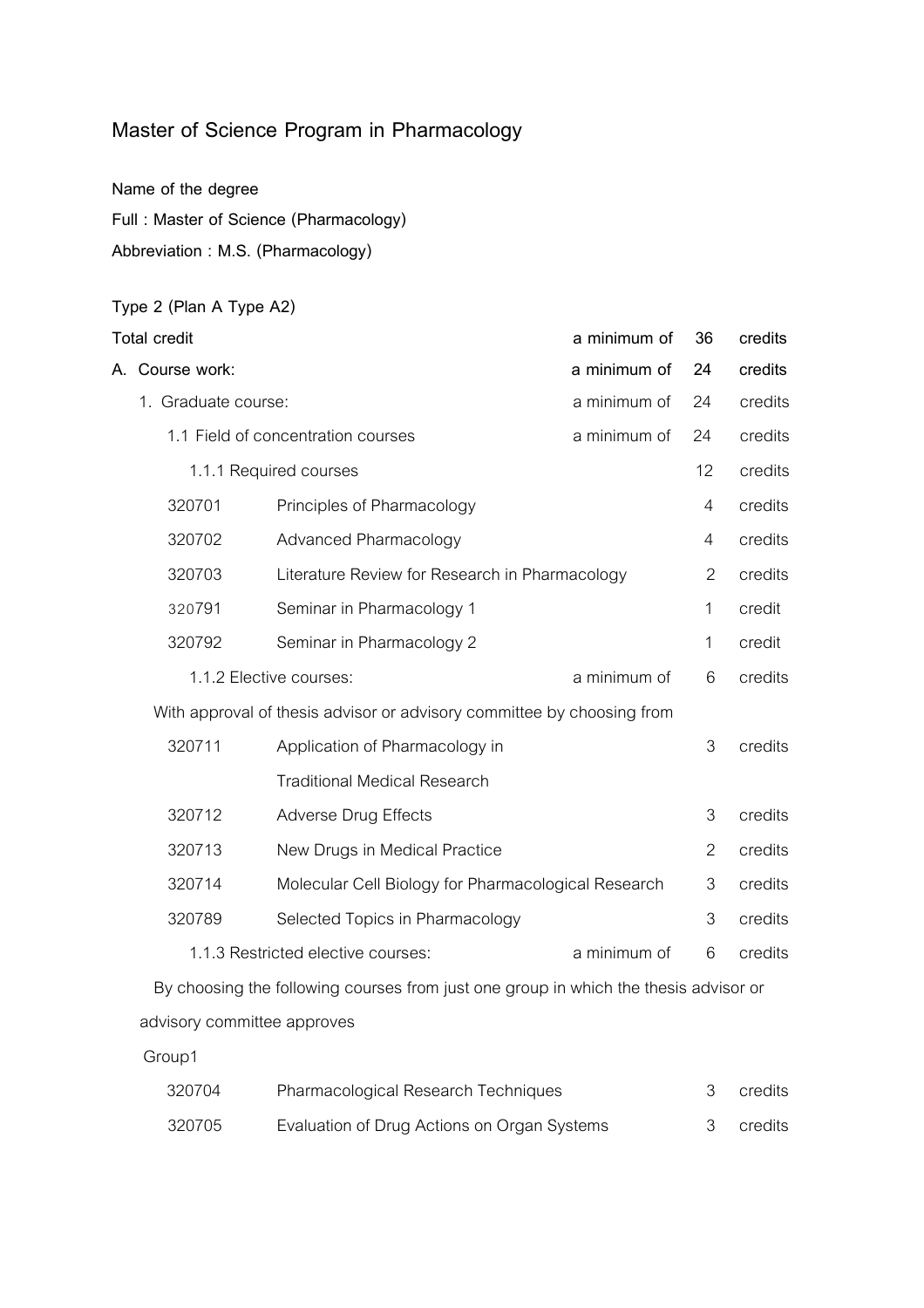# Master of Science Program in Pharmacology

**Name of the degree**

**Full : Master of Science (Pharmacology)**

**Abbreviation : M.S. (Pharmacology)**

**Type 2 (Plan A Type A2)**

| | | | | |
|---|---|---|---|---|
| **Total credit** | | a minimum of | 36 | credits |
| A. Course work: | | a minimum of | 24 | credits |
| 1. Graduate course: | | a minimum of | 24 | credits |
| 1.1 Field of concentration courses | | a minimum of | 24 | credits |
| 1.1.1 Required courses | | | 12 | credits |
| 320701 | Principles of Pharmacology | | 4 | credits |
| 320702 | Advanced Pharmacology | | 4 | credits |
| 320703 | Literature Review for Research in Pharmacology | | 2 | credits |
| 320791 | Seminar in Pharmacology 1 | | 1 | credit |
| 320792 | Seminar in Pharmacology 2 | | 1 | credit |
| 1.1.2 Elective courses: | | a minimum of | 6 | credits |

With approval of thesis advisor or advisory committee by choosing from

| | | | |
|---|---|---|---|
| 320711 | Application of Pharmacology in Traditional Medical Research | 3 | credits |
| 320712 | Adverse Drug Effects | 3 | credits |
| 320713 | New Drugs in Medical Practice | 2 | credits |
| 320714 | Molecular Cell Biology for Pharmacological Research | 3 | credits |
| 320789 | Selected Topics in Pharmacology | 3 | credits |

1.1.3 Restricted elective courses: a minimum of 6 credits

By choosing the following courses from just one group in which the thesis advisor or advisory committee approves

Group1

| | | | |
|---|---|---|---|
| 320704 | Pharmacological Research Techniques | 3 | credits |
| 320705 | Evaluation of Drug Actions on Organ Systems | 3 | credits |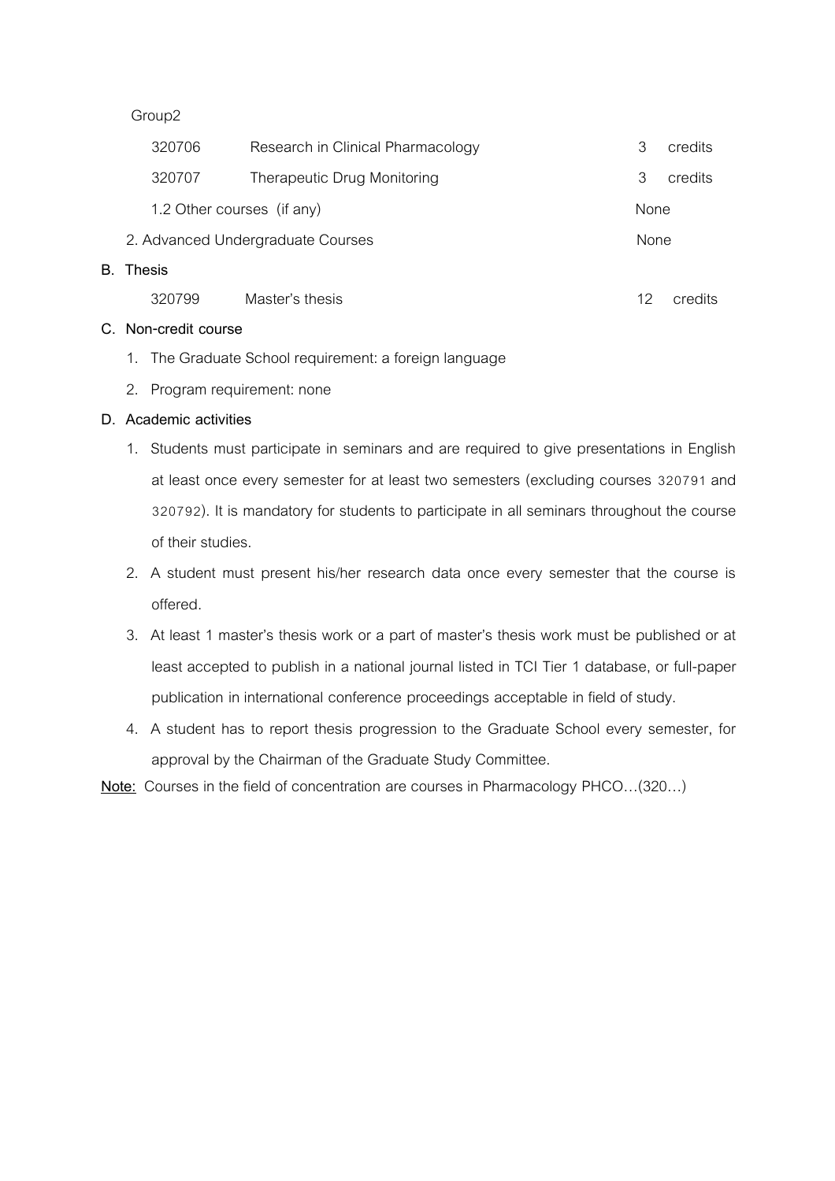Group2

| | | | |
|---|---|---|---|
| 320706 | Research in Clinical Pharmacology | 3 | credits |
| 320707 | Therapeutic Drug Monitoring | 3 | credits |

1.2 Other courses (if any) None

2. Advanced Undergraduate Courses None

**B. Thesis**

| | | | |
|---|---|---|---|
| 320799 | Master's thesis | 12 | credits |

**C. Non-credit course**

1. The Graduate School requirement: a foreign language
2. Program requirement: none

**D. Academic activities**

1. Students must participate in seminars and are required to give presentations in English at least once every semester for at least two semesters (excluding courses 320791 and 320792). It is mandatory for students to participate in all seminars throughout the course of their studies.
2. A student must present his/her research data once every semester that the course is offered.
3. At least 1 master's thesis work or a part of master's thesis work must be published or at least accepted to publish in a national journal listed in TCI Tier 1 database, or full-paper publication in international conference proceedings acceptable in field of study.
4. A student has to report thesis progression to the Graduate School every semester, for approval by the Chairman of the Graduate Study Committee.

**Note:** Courses in the field of concentration are courses in Pharmacology PHCO…(320…)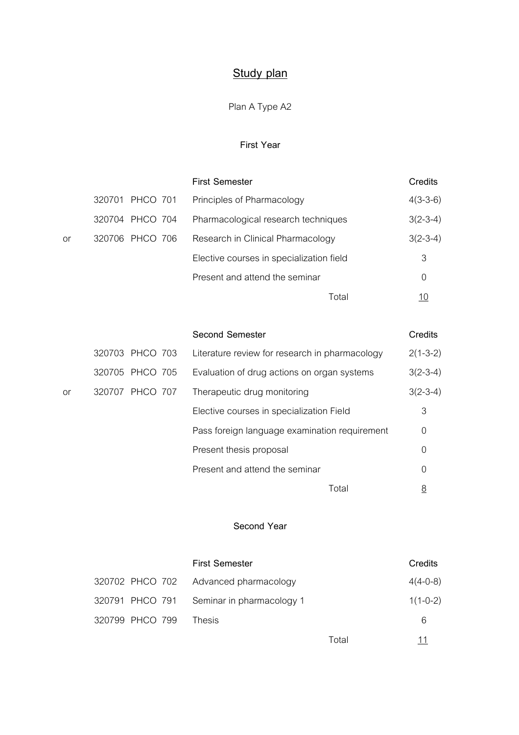# Study plan

Plan A Type A2

## First Year

| | Code | First Semester | Credits |
|---|---|---|---|
| | 320701 PHCO 701 | Principles of Pharmacology | 4(3-3-6) |
| | 320704 PHCO 704 | Pharmacological research techniques | 3(2-3-4) |
| or | 320706 PHCO 706 | Research in Clinical Pharmacology | 3(2-3-4) |
| | | Elective courses in specialization field | 3 |
| | | Present and attend the seminar | 0 |
| | | Total | 10 |

| | Code | Second Semester | Credits |
|---|---|---|---|
| | 320703 PHCO 703 | Literature review for research in pharmacology | 2(1-3-2) |
| | 320705 PHCO 705 | Evaluation of drug actions on organ systems | 3(2-3-4) |
| or | 320707 PHCO 707 | Therapeutic drug monitoring | 3(2-3-4) |
| | | Elective courses in specialization Field | 3 |
| | | Pass foreign language examination requirement | 0 |
| | | Present thesis proposal | 0 |
| | | Present and attend the seminar | 0 |
| | | Total | 8 |

## Second Year

| Code | First Semester | Credits |
|---|---|---|
| 320702 PHCO 702 | Advanced pharmacology | 4(4-0-8) |
| 320791 PHCO 791 | Seminar in pharmacology 1 | 1(1-0-2) |
| 320799 PHCO 799 | Thesis | 6 |
| | Total | 11 |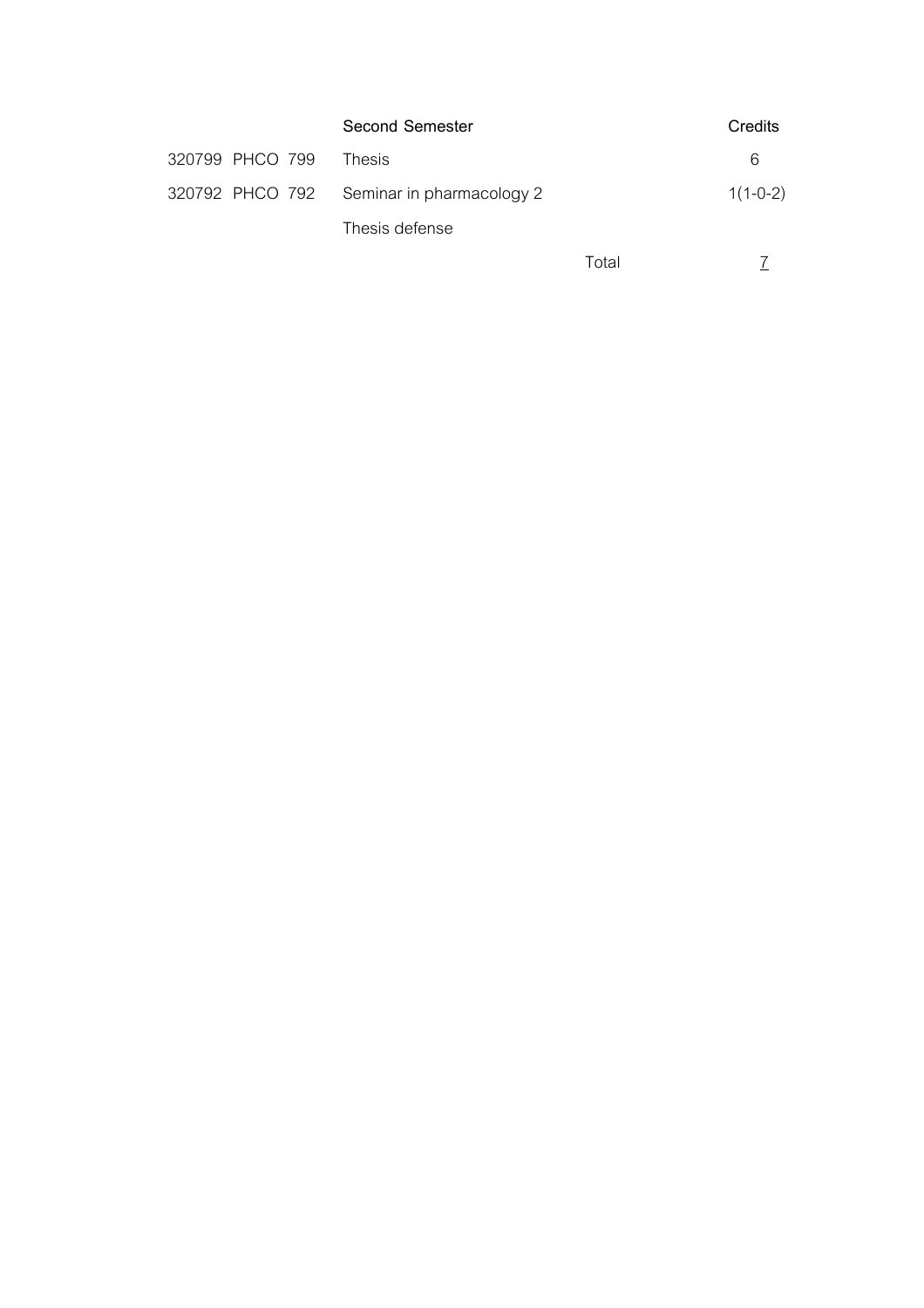| | Second Semester | | Credits |
|---|---|---|---|
| 320799 PHCO 799 | Thesis | | 6 |
| 320792 PHCO 792 | Seminar in pharmacology 2 | | 1(1-0-2) |
| | Thesis defense | | |
| | | Total | 7 |